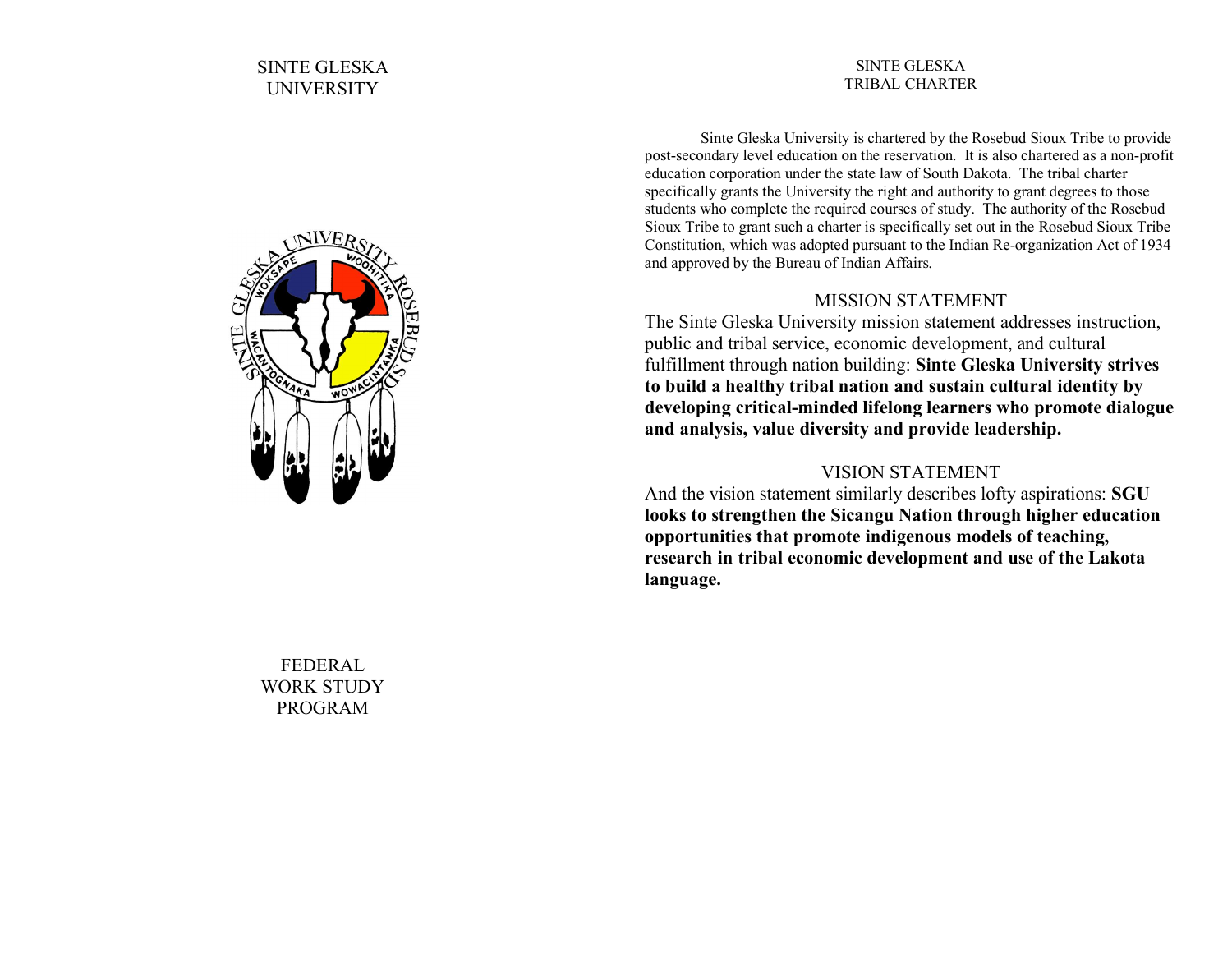# SINTE GLESKA UNIVERSITY

# FEDERAL WORK STUDY PROGRAM

## SINTE GLESKA TRIBAL CHARTER

Sinte Gleska University is chartered by the Rosebud Sioux Tribe to provide post-secondary level education on the reservation. It is also chartered as a non-profit education corporation under the state law of South Dakota. The tribal charter specifically grants the University the right and authority to grant degrees to those students who complete the required courses of study. The authority of the Rosebud Sioux Tribe to grant such a charter is specifically set out in the Rosebud Sioux Tribe Constitution, which was adopted pursuant to the Indian Re-organization Act of 1934 and approved by the Bureau of Indian Affairs.

## MISSION STATEMENT

The Sinte Gleska University mission statement addresses instruction, public and tribal service, economic development, and cultural fulfillment through nation building: **Sinte Gleska University strives to build a healthy tribal nation and sustain cultural identity by developing critical-minded lifelong learners who promote dialogue and analysis, value diversity and provide leadership.**

## VISION STATEMENT

And the vision statement similarly describes lofty aspirations: **SGU looks to strengthen the Sicangu Nation through higher education opportunities that promote indigenous models of teaching, research in tribal economic development and use of the Lakota language.**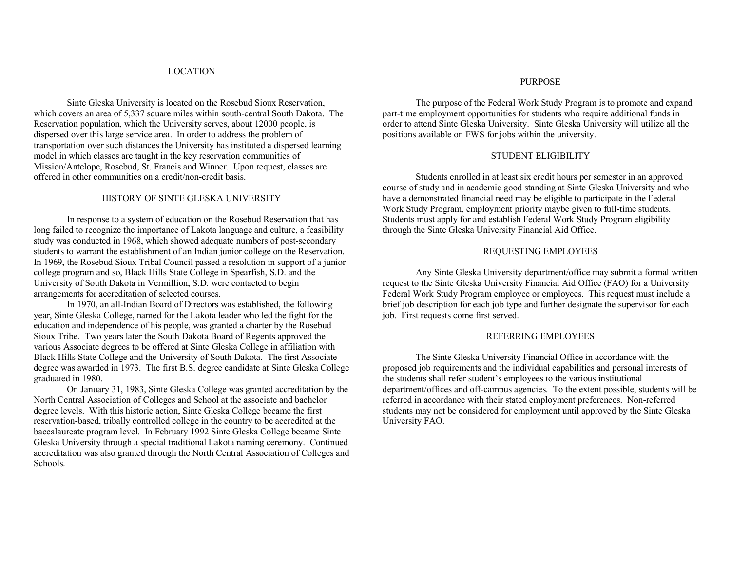## LOCATION

Sinte Gleska University is located on the Rosebud Sioux Reservation, which covers an area of 5,337 square miles within south-central South Dakota. The Reservation population, which the University serves, about 12000 people, is dispersed over this large service area. In order to address the problem of transportation over such distances the University has instituted a dispersed learning model in which classes are taught in the key reservation communities of Mission/Antelope, Rosebud, St. Francis and Winner. Upon request, classes are offered in other communities on a credit/non-credit basis.

## HISTORY OF SINTE GLESKA UNIVERSITY

In response to a system of education on the Rosebud Reservation that has long failed to recognize the importance of Lakota language and culture, a feasibility study was conducted in 1968, which showed adequate numbers of post-secondary students to warrant the establishment of an Indian junior college on the Reservation. In 1969, the Rosebud Sioux Tribal Council passed a resolution in support of a junior college program and so, Black Hills State College in Spearfish, S.D. and the University of South Dakota in Vermillion, S.D. were contacted to begin arrangements for accreditation of selected courses.

In 1970, an all-Indian Board of Directors was established, the following year, Sinte Gleska College, named for the Lakota leader who led the fight for the education and independence of his people, was granted a charter by the Rosebud Sioux Tribe. Two years later the South Dakota Board of Regents approved the various Associate degrees to be offered at Sinte Gleska College in affiliation with Black Hills State College and the University of South Dakota. The first Associate degree was awarded in 1973. The first B.S. degree candidate at Sinte Gleska College graduated in 1980.

On January 31, 1983, Sinte Gleska College was granted accreditation by the North Central Association of Colleges and School at the associate and bachelor degree levels. With this historic action, Sinte Gleska College became the first reservation-based, tribally controlled college in the country to be accredited at the baccalaureate program level. In February 1992 Sinte Gleska College became Sinte Gleska University through a special traditional Lakota naming ceremony. Continued accreditation was also granted through the North Central Association of Colleges and Schools.

## PURPOSE

The purpose of the Federal Work Study Program is to promote and expand part-time employment opportunities for students who require additional funds in order to attend Sinte Gleska University. Sinte Gleska University will utilize all the positions available on FWS for jobs within the university.

## STUDENT ELIGIBILITY

Students enrolled in at least six credit hours per semester in an approved course of study and in academic good standing at Sinte Gleska University and who have a demonstrated financial need may be eligible to participate in the Federal Work Study Program, employment priority maybe given to full-time students. Students must apply for and establish Federal Work Study Program eligibility through the Sinte Gleska University Financial Aid Office.

## REQUESTING EMPLOYEES

Any Sinte Gleska University department/office may submit a formal written request to the Sinte Gleska University Financial Aid Office (FAO) for a University Federal Work Study Program employee or employees. This request must include a brief job description for each job type and further designate the supervisor for each job. First requests come first served.

## REFERRING EMPLOYEES

The Sinte Gleska University Financial Office in accordance with the proposed job requirements and the individual capabilities and personal interests of the students shall refer student's employees to the various institutional department/offices and off-campus agencies. To the extent possible, students will be referred in accordance with their stated employment preferences. Non-referred students may not be considered for employment until approved by the Sinte Gleska University FAO.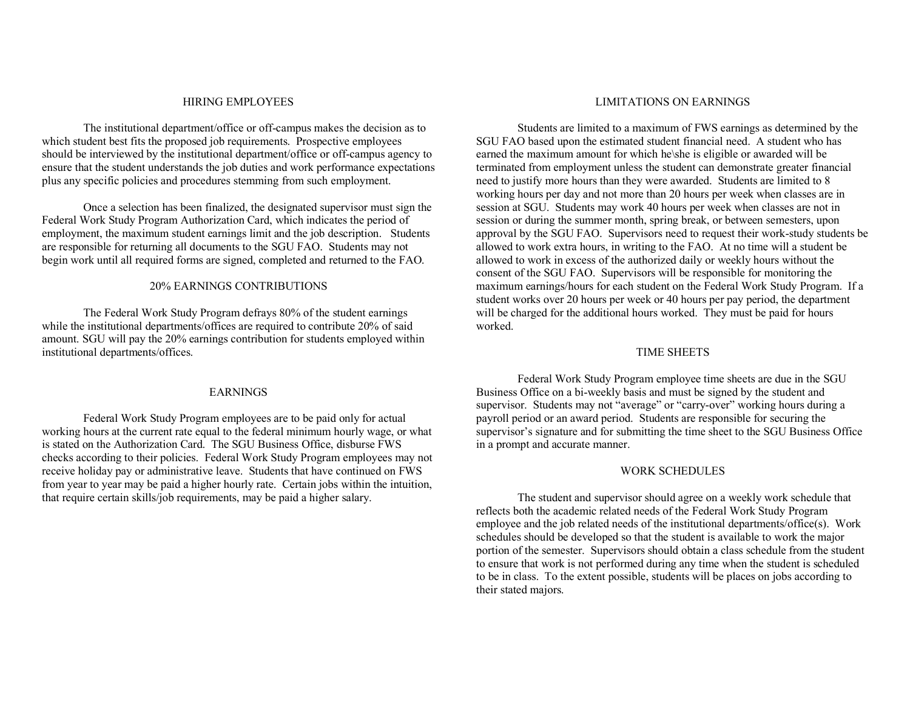## HIRING EMPLOYEES

The institutional department/office or off-campus makes the decision as to which student best fits the proposed job requirements. Prospective employees should be interviewed by the institutional department/office or off-campus agency to ensure that the student understands the job duties and work performance expectations plus any specific policies and procedures stemming from such employment.

Once a selection has been finalized, the designated supervisor must sign the Federal Work Study Program Authorization Card, which indicates the period of employment, the maximum student earnings limit and the job description. Students are responsible for returning all documents to the SGU FAO. Students may not begin work until all required forms are signed, completed and returned to the FAO.

## 20% EARNINGS CONTRIBUTIONS

The Federal Work Study Program defrays 80% of the student earnings while the institutional departments/offices are required to contribute 20% of said amount. SGU will pay the 20% earnings contribution for students employed within institutional departments/offices.

## EARNINGS

Federal Work Study Program employees are to be paid only for actual working hours at the current rate equal to the federal minimum hourly wage, or what is stated on the Authorization Card. The SGU Business Office, disburse FWS checks according to their policies. Federal Work Study Program employees may not receive holiday pay or administrative leave. Students that have continued on FWS from year to year may be paid a higher hourly rate. Certain jobs within the intuition, that require certain skills/job requirements, may be paid a higher salary.

## LIMITATIONS ON EARNINGS

Students are limited to a maximum of FWS earnings as determined by the SGU FAO based upon the estimated student financial need. A student who has earned the maximum amount for which he\she is eligible or awarded will be terminated from employment unless the student can demonstrate greater financial need to justify more hours than they were awarded. Students are limited to 8 working hours per day and not more than 20 hours per week when classes are in session at SGU. Students may work 40 hours per week when classes are not in session or during the summer month, spring break, or between semesters, upon approval by the SGU FAO. Supervisors need to request their work-study students be allowed to work extra hours, in writing to the FAO. At no time will a student be allowed to work in excess of the authorized daily or weekly hours without the consent of the SGU FAO. Supervisors will be responsible for monitoring the maximum earnings/hours for each student on the Federal Work Study Program. If a student works over 20 hours per week or 40 hours per pay period, the department will be charged for the additional hours worked. They must be paid for hours worked.

## TIME SHEETS

Federal Work Study Program employee time sheets are due in the SGU Business Office on a bi-weekly basis and must be signed by the student and supervisor. Students may not "average" or "carry-over" working hours during a payroll period or an award period. Students are responsible for securing the supervisor's signature and for submitting the time sheet to the SGU Business Office in a prompt and accurate manner.

## WORK SCHEDULES

The student and supervisor should agree on a weekly work schedule that reflects both the academic related needs of the Federal Work Study Program employee and the job related needs of the institutional departments/office(s). Work schedules should be developed so that the student is available to work the major portion of the semester. Supervisors should obtain a class schedule from the student to ensure that work is not performed during any time when the student is scheduled to be in class. To the extent possible, students will be places on jobs according to their stated majors.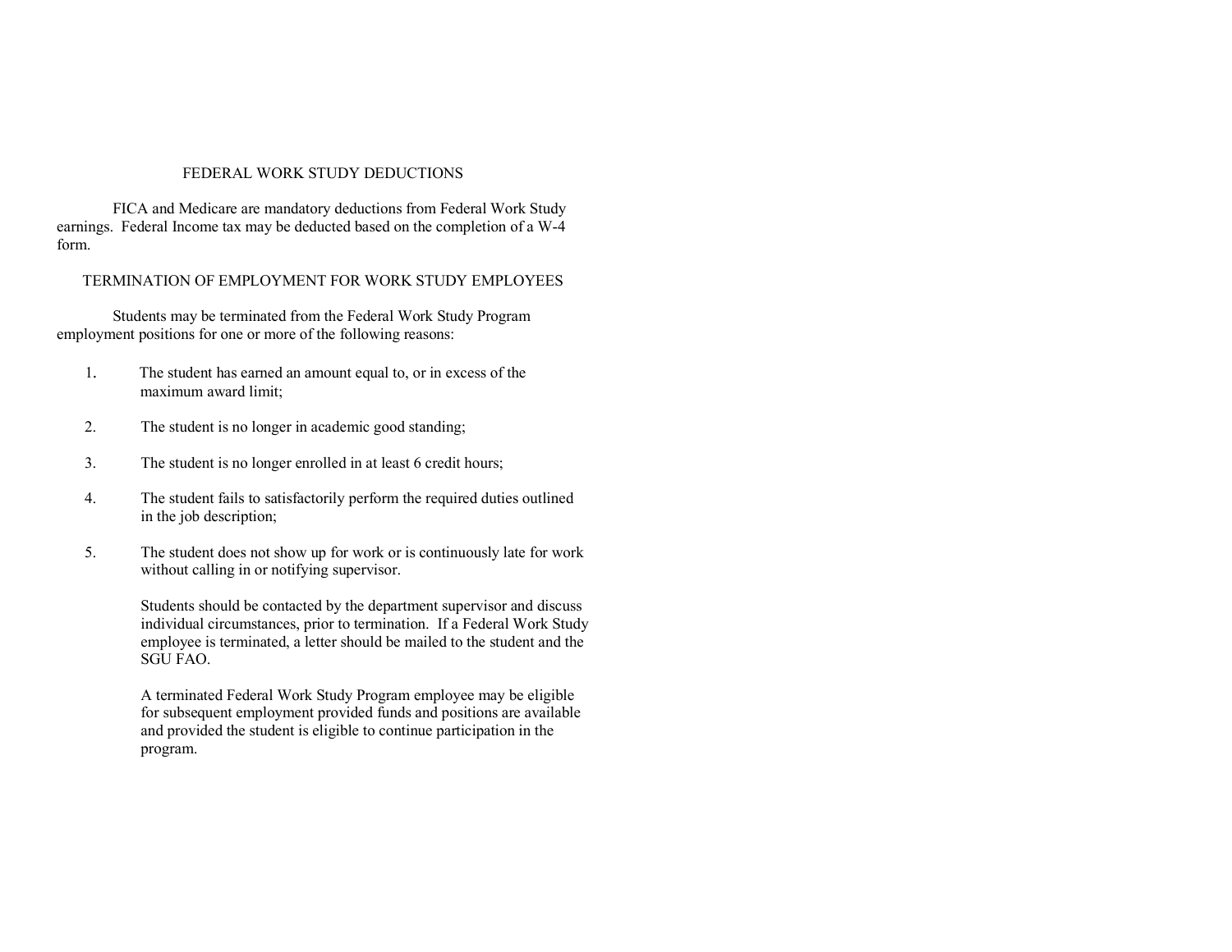## FEDERAL WORK STUDY DEDUCTIONS

FICA and Medicare are mandatory deductions from Federal Work Study earnings. Federal Income tax may be deducted based on the completion of a W-4 form.

## TERMINATION OF EMPLOYMENT FOR WORK STUDY EMPLOYEES

Students may be terminated from the Federal Work Study Program employment positions for one or more of the following reasons:

1. The student has earned an amount equal to, or in excess of the maximum award limit;

2. The student is no longer in academic good standing;

3. The student is no longer enrolled in at least 6 credit hours;

4. The student fails to satisfactorily perform the required duties outlined in the job description;

5. The student does not show up for work or is continuously late for work without calling in or notifying supervisor.

   Students should be contacted by the department supervisor and discuss individual circumstances, prior to termination. If a Federal Work Study employee is terminated, a letter should be mailed to the student and the SGU FAO.

   A terminated Federal Work Study Program employee may be eligible for subsequent employment provided funds and positions are available and provided the student is eligible to continue participation in the program.